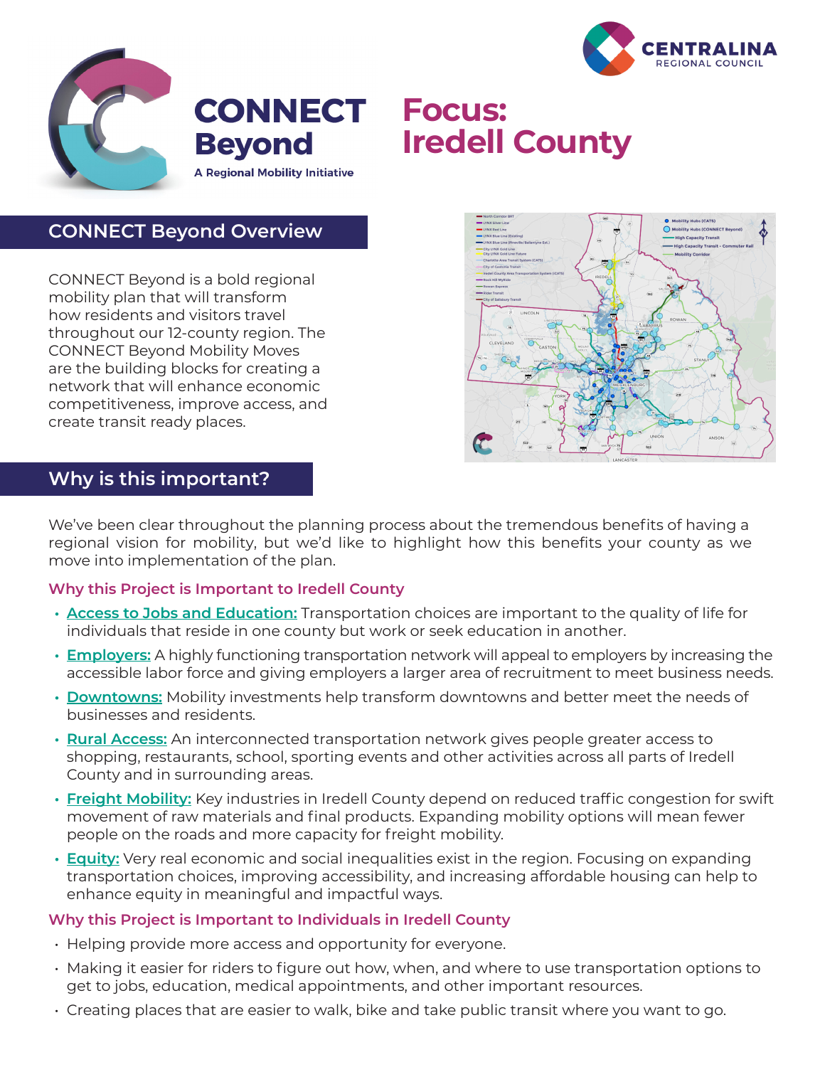# CONNECT Beyond

A Regional Mobility Initiative

CENTRALINA REGIONAL COUNCIL

# Focus: Iredell County

## CONNECT Beyond Overview

CONNECT Beyond is a bold regional mobility plan that will transform how residents and visitors travel throughout our 12-county region. The CONNECT Beyond Mobility Moves are the building blocks for creating a network that will enhance economic competitiveness, improve access, and create transit ready places.

## Why is this important?

We've been clear throughout the planning process about the tremendous benefits of having a regional vision for mobility, but we'd like to highlight how this benefits your county as we move into implementation of the plan.

### Why this Project is Important to Iredell County

- **Access to Jobs and Education:** Transportation choices are important to the quality of life for individuals that reside in one county but work or seek education in another.
- **Employers:** A highly functioning transportation network will appeal to employers by increasing the accessible labor force and giving employers a larger area of recruitment to meet business needs.
- **Downtowns:** Mobility investments help transform downtowns and better meet the needs of businesses and residents.
- **Rural Access:** An interconnected transportation network gives people greater access to shopping, restaurants, school, sporting events and other activities across all parts of Iredell County and in surrounding areas.
- **Freight Mobility:** Key industries in Iredell County depend on reduced traffic congestion for swift movement of raw materials and final products. Expanding mobility options will mean fewer people on the roads and more capacity for freight mobility.
- **Equity:** Very real economic and social inequalities exist in the region. Focusing on expanding transportation choices, improving accessibility, and increasing affordable housing can help to enhance equity in meaningful and impactful ways.

### Why this Project is Important to Individuals in Iredell County

- Helping provide more access and opportunity for everyone.
- Making it easier for riders to figure out how, when, and where to use transportation options to get to jobs, education, medical appointments, and other important resources.
- Creating places that are easier to walk, bike and take public transit where you want to go.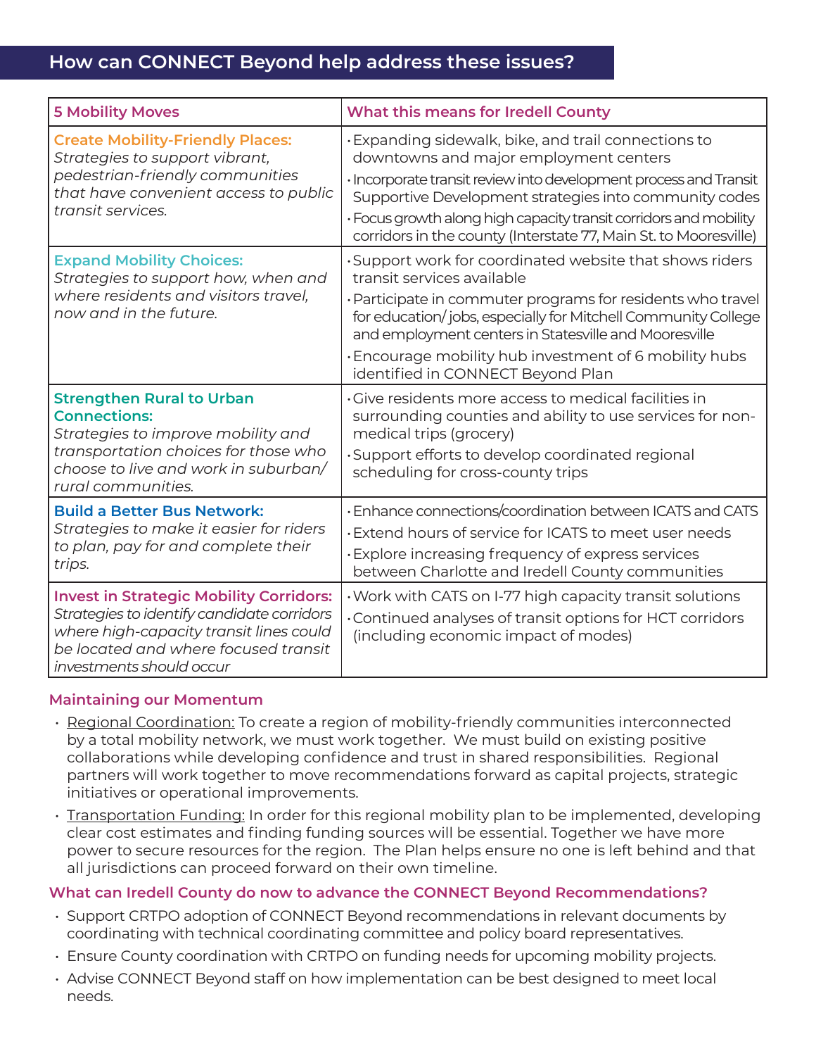## How can CONNECT Beyond help address these issues?

| 5 Mobility Moves | What this means for Iredell County |
|---|---|
| **Create Mobility-Friendly Places:** *Strategies to support vibrant, pedestrian-friendly communities that have convenient access to public transit services.* | • Expanding sidewalk, bike, and trail connections to downtowns and major employment centers<br>• Incorporate transit review into development process and Transit Supportive Development strategies into community codes<br>• Focus growth along high capacity transit corridors and mobility corridors in the county (Interstate 77, Main St. to Mooresville) |
| **Expand Mobility Choices:** *Strategies to support how, when and where residents and visitors travel, now and in the future.* | • Support work for coordinated website that shows riders transit services available<br>• Participate in commuter programs for residents who travel for education/ jobs, especially for Mitchell Community College and employment centers in Statesville and Mooresville<br>• Encourage mobility hub investment of 6 mobility hubs identified in CONNECT Beyond Plan |
| **Strengthen Rural to Urban Connections:** *Strategies to improve mobility and transportation choices for those who choose to live and work in suburban/ rural communities.* | • Give residents more access to medical facilities in surrounding counties and ability to use services for non-medical trips (grocery)<br>• Support efforts to develop coordinated regional scheduling for cross-county trips |
| **Build a Better Bus Network:** *Strategies to make it easier for riders to plan, pay for and complete their trips.* | • Enhance connections/coordination between ICATS and CATS<br>• Extend hours of service for ICATS to meet user needs<br>• Explore increasing frequency of express services between Charlotte and Iredell County communities |
| **Invest in Strategic Mobility Corridors:** *Strategies to identify candidate corridors where high-capacity transit lines could be located and where focused transit investments should occur* | • Work with CATS on I-77 high capacity transit solutions<br>• Continued analyses of transit options for HCT corridors (including economic impact of modes) |

### Maintaining our Momentum

- Regional Coordination: To create a region of mobility-friendly communities interconnected by a total mobility network, we must work together. We must build on existing positive collaborations while developing confidence and trust in shared responsibilities. Regional partners will work together to move recommendations forward as capital projects, strategic initiatives or operational improvements.
- Transportation Funding: In order for this regional mobility plan to be implemented, developing clear cost estimates and finding funding sources will be essential. Together we have more power to secure resources for the region. The Plan helps ensure no one is left behind and that all jurisdictions can proceed forward on their own timeline.

### What can Iredell County do now to advance the CONNECT Beyond Recommendations?

- Support CRTPO adoption of CONNECT Beyond recommendations in relevant documents by coordinating with technical coordinating committee and policy board representatives.
- Ensure County coordination with CRTPO on funding needs for upcoming mobility projects.
- Advise CONNECT Beyond staff on how implementation can be best designed to meet local needs.